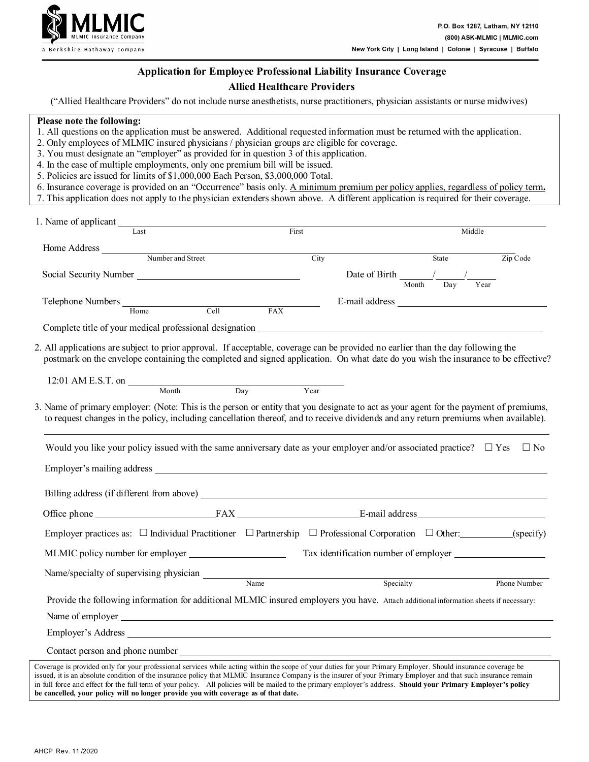**MLMIC**
MLMIC Insurance Company
a Berkshire Hathaway company

P.O. Box 1287, Latham, NY 12110
(800) ASK-MLMIC | MLMIC.com
New York City | Long Island | Colonie | Syracuse | Buffalo

# Application for Employee Professional Liability Insurance Coverage

## Allied Healthcare Providers

("Allied Healthcare Providers" do not include nurse anesthetists, nurse practitioners, physician assistants or nurse midwives)

**Please note the following:**

1. All questions on the application must be answered. Additional requested information must be returned with the application.
2. Only employees of MLMIC insured physicians / physician groups are eligible for coverage.
3. You must designate an "employer" as provided for in question 3 of this application.
4. In the case of multiple employments, only one premium bill will be issued.
5. Policies are issued for limits of $1,000,000 Each Person, $3,000,000 Total.
6. Insurance coverage is provided on an "Occurrence" basis only. <u>A minimum premium per policy applies, regardless of policy term</u>**.**
7. This application does not apply to the physician extenders shown above. A different application is required for their coverage.

1. Name of applicant ______________________________________________
   Last &nbsp;&nbsp;&nbsp; First &nbsp;&nbsp;&nbsp; Middle

   Home Address ______________________________________________
   Number and Street &nbsp;&nbsp;&nbsp; City &nbsp;&nbsp;&nbsp; State &nbsp;&nbsp;&nbsp; Zip Code

   Social Security Number ____________________ Date of Birth ____/____/____
   Month &nbsp;&nbsp;&nbsp; Day &nbsp;&nbsp;&nbsp; Year

   Telephone Numbers ____________________ E-mail address ____________________
   Home &nbsp;&nbsp;&nbsp; Cell &nbsp;&nbsp;&nbsp; FAX

   Complete title of your medical professional designation ______________________________

2. All applications are subject to prior approval. If acceptable, coverage can be provided no earlier than the day following the postmark on the envelope containing the completed and signed application. On what date do you wish the insurance to be effective?

   12:01 AM E.S.T. on ______________________________
   Month &nbsp;&nbsp;&nbsp; Day &nbsp;&nbsp;&nbsp; Year

3. Name of primary employer: (Note: This is the person or entity that you designate to act as your agent for the payment of premiums, to request changes in the policy, including cancellation thereof, and to receive dividends and any return premiums when available).

   ______________________________________________

   Would you like your policy issued with the same anniversary date as your employer and/or associated practice? ☐ Yes ☐ No

   Employer's mailing address ______________________________________________

   Billing address (if different from above) ______________________________________________

   Office phone ____________________ FAX ____________________ E-mail address ____________________

   Employer practices as: ☐ Individual Practitioner ☐ Partnership ☐ Professional Corporation ☐ Other: __________ (specify)

   MLMIC policy number for employer ____________________ Tax identification number of employer ____________________

   Name/specialty of supervising physician ______________________________________________
   Name &nbsp;&nbsp;&nbsp; Specialty &nbsp;&nbsp;&nbsp; Phone Number

   Provide the following information for additional MLMIC insured employers you have. Attach additional information sheets if necessary:

   Name of employer ______________________________________________

   Employer's Address ______________________________________________

   Contact person and phone number ______________________________________________

Coverage is provided only for your professional services while acting within the scope of your duties for your Primary Employer. Should insurance coverage be issued, it is an absolute condition of the insurance policy that MLMIC Insurance Company is the insurer of your Primary Employer and that such insurance remain in full force and effect for the full term of your policy. All policies will be mailed to the primary employer's address. **Should your Primary Employer's policy be cancelled, your policy will no longer provide you with coverage as of that date.**

AHCP Rev. 11/2020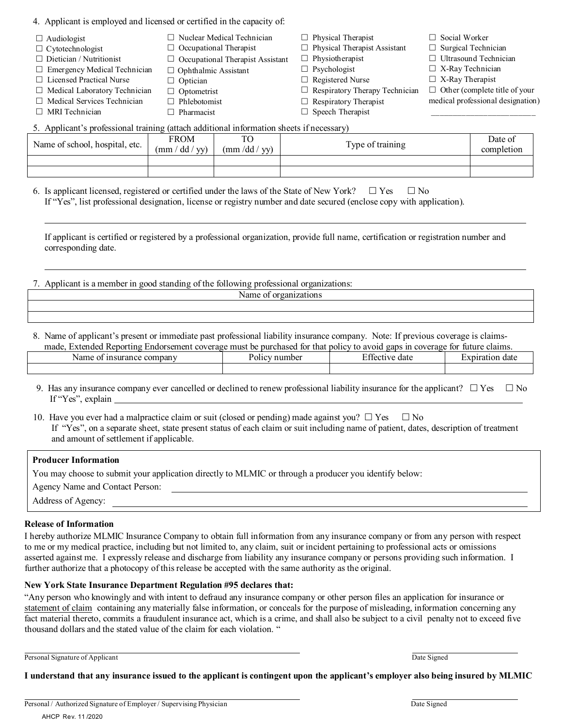4. Applicant is employed and licensed or certified in the capacity of:

☐ Audiologist
☐ Cytotechnologist
☐ Dietician / Nutritionist
☐ Emergency Medical Technician
☐ Licensed Practical Nurse
☐ Medical Laboratory Technician
☐ Medical Services Technician
☐ MRI Technician
☐ Nuclear Medical Technician
☐ Occupational Therapist
☐ Occupational Therapist Assistant
☐ Ophthalmic Assistant
☐ Optician
☐ Optometrist
☐ Phlebotomist
☐ Pharmacist
☐ Physical Therapist
☐ Physical Therapist Assistant
☐ Physiotherapist
☐ Psychologist
☐ Registered Nurse
☐ Respiratory Therapy Technician
☐ Respiratory Therapist
☐ Speech Therapist
☐ Social Worker
☐ Surgical Technician
☐ Ultrasound Technician
☐ X-Ray Technician
☐ X-Ray Therapist
☐ Other (complete title of your medical professional designation) ________________________

5. Applicant's professional training (attach additional information sheets if necessary)

| Name of school, hospital, etc. | FROM (mm / dd / yy) | TO (mm /dd / yy) | Type of training | Date of completion |
|---|---|---|---|---|
| | | | | |
| | | | | |

6. Is applicant licensed, registered or certified under the laws of the State of New York? ☐ Yes ☐ No
If "Yes", list professional designation, license or registry number and date secured (enclose copy with application).

______________________________________________________________________________

If applicant is certified or registered by a professional organization, provide full name, certification or registration number and corresponding date.

______________________________________________________________________________

7. Applicant is a member in good standing of the following professional organizations:

| Name of organizations |
|---|
| |
| |

8. Name of applicant's present or immediate past professional liability insurance company. Note: If previous coverage is claims-made, Extended Reporting Endorsement coverage must be purchased for that policy to avoid gaps in coverage for future claims.

| Name of insurance company | Policy number | Effective date | Expiration date |
|---|---|---|---|
| | | | |

9. Has any insurance company ever cancelled or declined to renew professional liability insurance for the applicant? ☐ Yes ☐ No
If "Yes", explain ______________________________________________________________________

10. Have you ever had a malpractice claim or suit (closed or pending) made against you? ☐ Yes ☐ No
If "Yes", on a separate sheet, state present status of each claim or suit including name of patient, dates, description of treatment and amount of settlement if applicable.

**Producer Information**

You may choose to submit your application directly to MLMIC or through a producer you identify below:

Agency Name and Contact Person: ______________________________________________

Address of Agency: ______________________________________________________

**Release of Information**

I hereby authorize MLMIC Insurance Company to obtain full information from any insurance company or from any person with respect to me or my medical practice, including but not limited to, any claim, suit or incident pertaining to professional acts or omissions asserted against me. I expressly release and discharge from liability any insurance company or persons providing such information. I further authorize that a photocopy of this release be accepted with the same authority as the original.

**New York State Insurance Department Regulation #95 declares that:**

"Any person who knowingly and with intent to defraud any insurance company or other person files an application for insurance or statement of claim containing any materially false information, or conceals for the purpose of misleading, information concerning any fact material thereto, commits a fraudulent insurance act, which is a crime, and shall also be subject to a civil penalty not to exceed five thousand dollars and the stated value of the claim for each violation. "

______________________________________________ ______________________

Personal Signature of Applicant Date Signed

**I understand that any insurance issued to the applicant is contingent upon the applicant's employer also being insured by MLMIC**

______________________________________________ ______________________

Personal / Authorized Signature of Employer / Supervising Physician Date Signed

AHCP Rev. 11 /2020